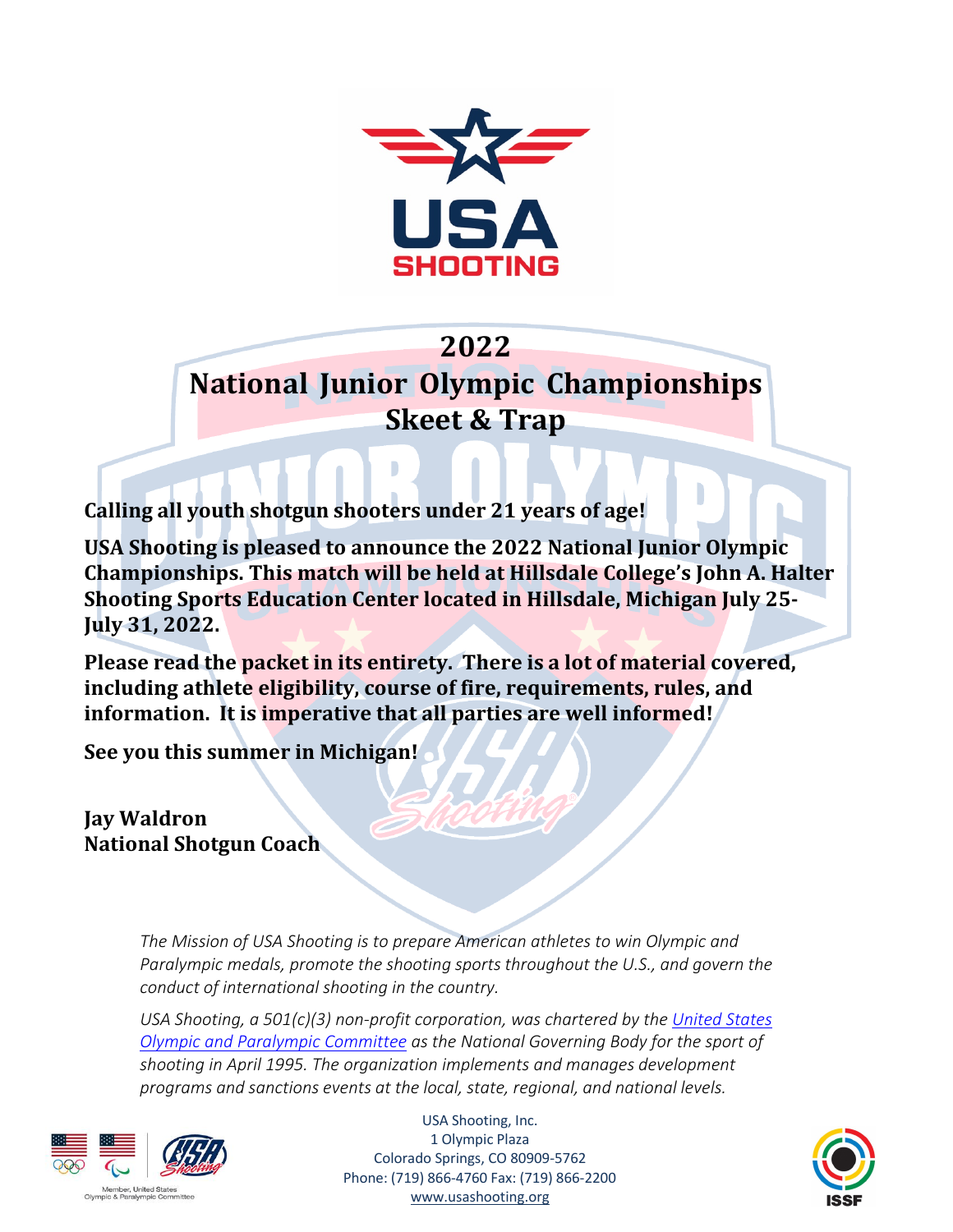# 2022
# National Junior Olympic Championships
## Skeet & Trap

**Calling all youth shotgun shooters under 21 years of age!**

**USA Shooting is pleased to announce the 2022 National Junior Olympic Championships. This match will be held at Hillsdale College's John A. Halter Shooting Sports Education Center located in Hillsdale, Michigan July 25-July 31, 2022.**

**Please read the packet in its entirety. There is a lot of material covered, including athlete eligibility, course of fire, requirements, rules, and information. It is imperative that all parties are well informed!**

**See you this summer in Michigan!**

**Jay Waldron**
**National Shotgun Coach**

*The Mission of USA Shooting is to prepare American athletes to win Olympic and Paralympic medals, promote the shooting sports throughout the U.S., and govern the conduct of international shooting in the country.*

*USA Shooting, a 501(c)(3) non-profit corporation, was chartered by the United States Olympic and Paralympic Committee as the National Governing Body for the sport of shooting in April 1995. The organization implements and manages development programs and sanctions events at the local, state, regional, and national levels.*

Member, United States Olympic & Paralympic Committee

USA Shooting, Inc.
1 Olympic Plaza
Colorado Springs, CO 80909-5762
Phone: (719) 866-4760 Fax: (719) 866-2200
www.usashooting.org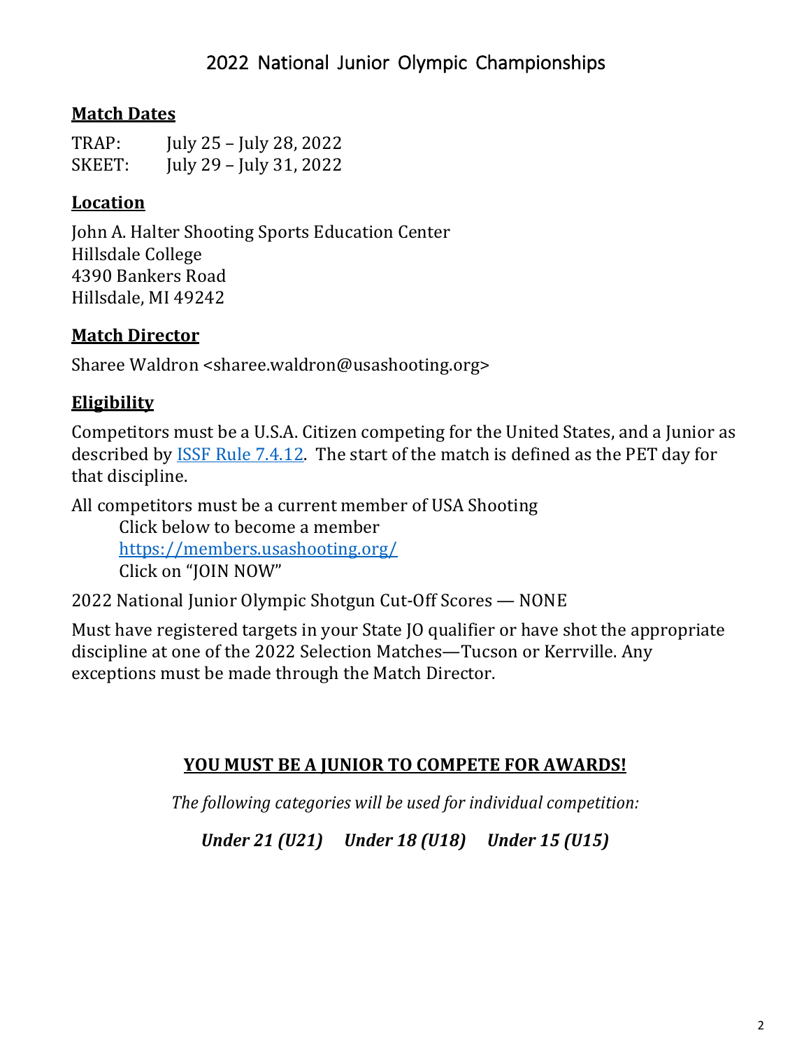# 2022 National Junior Olympic Championships

## Match Dates

TRAP: July 25 – July 28, 2022
SKEET: July 29 – July 31, 2022

## Location

John A. Halter Shooting Sports Education Center
Hillsdale College
4390 Bankers Road
Hillsdale, MI 49242

## Match Director

Sharee Waldron <sharee.waldron@usashooting.org>

## Eligibility

Competitors must be a U.S.A. Citizen competing for the United States, and a Junior as described by ISSF Rule 7.4.12. The start of the match is defined as the PET day for that discipline.

All competitors must be a current member of USA Shooting
Click below to become a member
https://members.usashooting.org/
Click on "JOIN NOW"

2022 National Junior Olympic Shotgun Cut-Off Scores — NONE

Must have registered targets in your State JO qualifier or have shot the appropriate discipline at one of the 2022 Selection Matches—Tucson or Kerrville. Any exceptions must be made through the Match Director.

**YOU MUST BE A JUNIOR TO COMPETE FOR AWARDS!**

*The following categories will be used for individual competition:*

***Under 21 (U21) Under 18 (U18) Under 15 (U15)***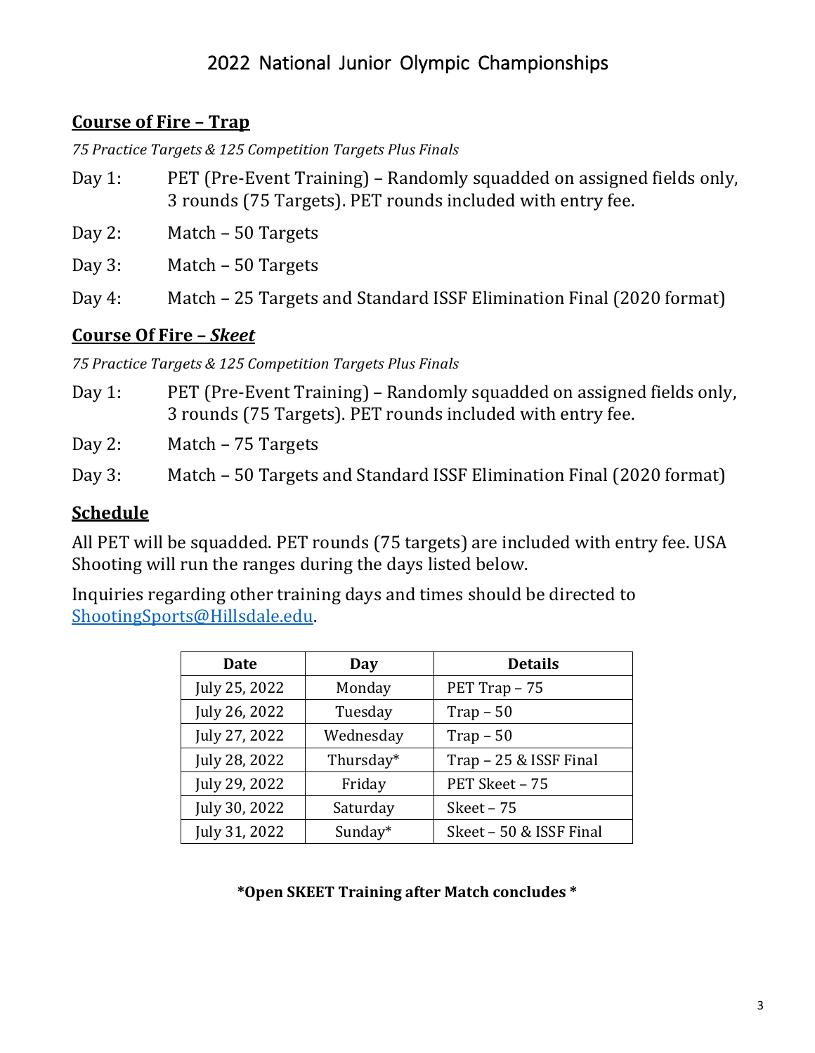# 2022 National Junior Olympic Championships

## **Course of Fire – Trap**

*75 Practice Targets & 125 Competition Targets Plus Finals*

Day 1: PET (Pre-Event Training) – Randomly squadded on assigned fields only, 3 rounds (75 Targets). PET rounds included with entry fee.

Day 2: Match – 50 Targets

Day 3: Match – 50 Targets

Day 4: Match – 25 Targets and Standard ISSF Elimination Final (2020 format)

## **Course Of Fire – *Skeet***

*75 Practice Targets & 125 Competition Targets Plus Finals*

Day 1: PET (Pre-Event Training) – Randomly squadded on assigned fields only, 3 rounds (75 Targets). PET rounds included with entry fee.

Day 2: Match – 75 Targets

Day 3: Match – 50 Targets and Standard ISSF Elimination Final (2020 format)

## **Schedule**

All PET will be squadded. PET rounds (75 targets) are included with entry fee. USA Shooting will run the ranges during the days listed below.

Inquiries regarding other training days and times should be directed to [ShootingSports@Hillsdale.edu](mailto:ShootingSports@Hillsdale.edu).

| Date | Day | Details |
|---|---|---|
| July 25, 2022 | Monday | PET Trap – 75 |
| July 26, 2022 | Tuesday | Trap – 50 |
| July 27, 2022 | Wednesday | Trap – 50 |
| July 28, 2022 | Thursday* | Trap – 25 & ISSF Final |
| July 29, 2022 | Friday | PET Skeet – 75 |
| July 30, 2022 | Saturday | Skeet – 75 |
| July 31, 2022 | Sunday* | Skeet – 50 & ISSF Final |

**\*Open SKEET Training after Match concludes \***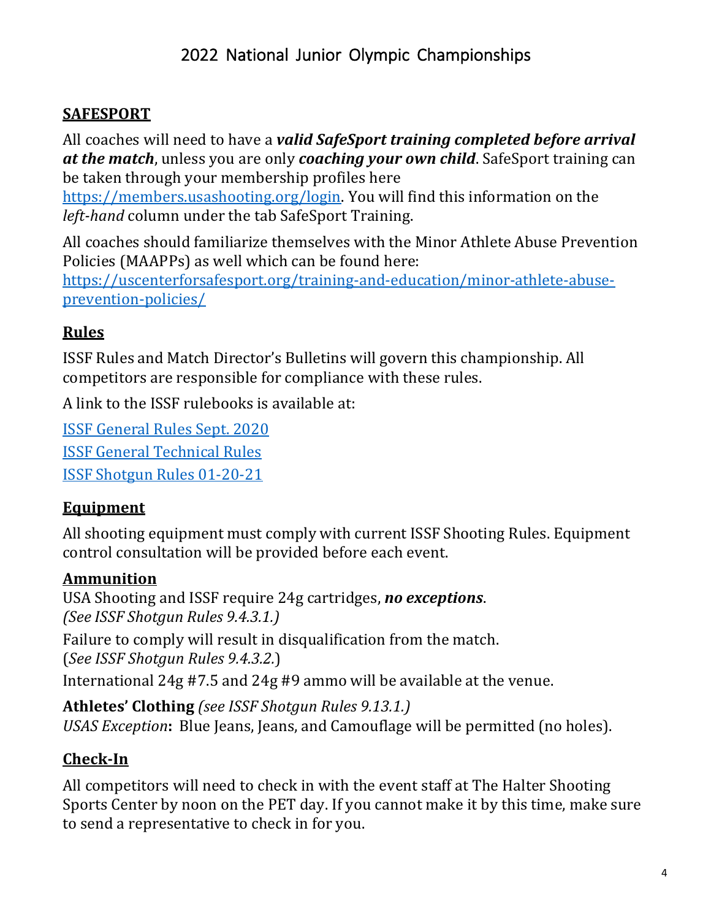## SAFESPORT

All coaches will need to have a ***valid SafeSport training completed before arrival at the match***, unless you are only ***coaching your own child***. SafeSport training can be taken through your membership profiles here https://members.usashooting.org/login. You will find this information on the *left-hand* column under the tab SafeSport Training.

All coaches should familiarize themselves with the Minor Athlete Abuse Prevention Policies (MAAPPs) as well which can be found here: https://uscenterforsafesport.org/training-and-education/minor-athlete-abuse-prevention-policies/

## Rules

ISSF Rules and Match Director's Bulletins will govern this championship. All competitors are responsible for compliance with these rules.

A link to the ISSF rulebooks is available at:

ISSF General Rules Sept. 2020

ISSF General Technical Rules

ISSF Shotgun Rules 01-20-21

## Equipment

All shooting equipment must comply with current ISSF Shooting Rules. Equipment control consultation will be provided before each event.

### Ammunition

USA Shooting and ISSF require 24g cartridges, ***no exceptions***.
*(See ISSF Shotgun Rules 9.4.3.1.)*

Failure to comply will result in disqualification from the match.
(*See ISSF Shotgun Rules 9.4.3.2.*)

International 24g #7.5 and 24g #9 ammo will be available at the venue.

**Athletes' Clothing** *(see ISSF Shotgun Rules 9.13.1.)*
*USAS Exception*: Blue Jeans, Jeans, and Camouflage will be permitted (no holes).

## Check-In

All competitors will need to check in with the event staff at The Halter Shooting Sports Center by noon on the PET day. If you cannot make it by this time, make sure to send a representative to check in for you.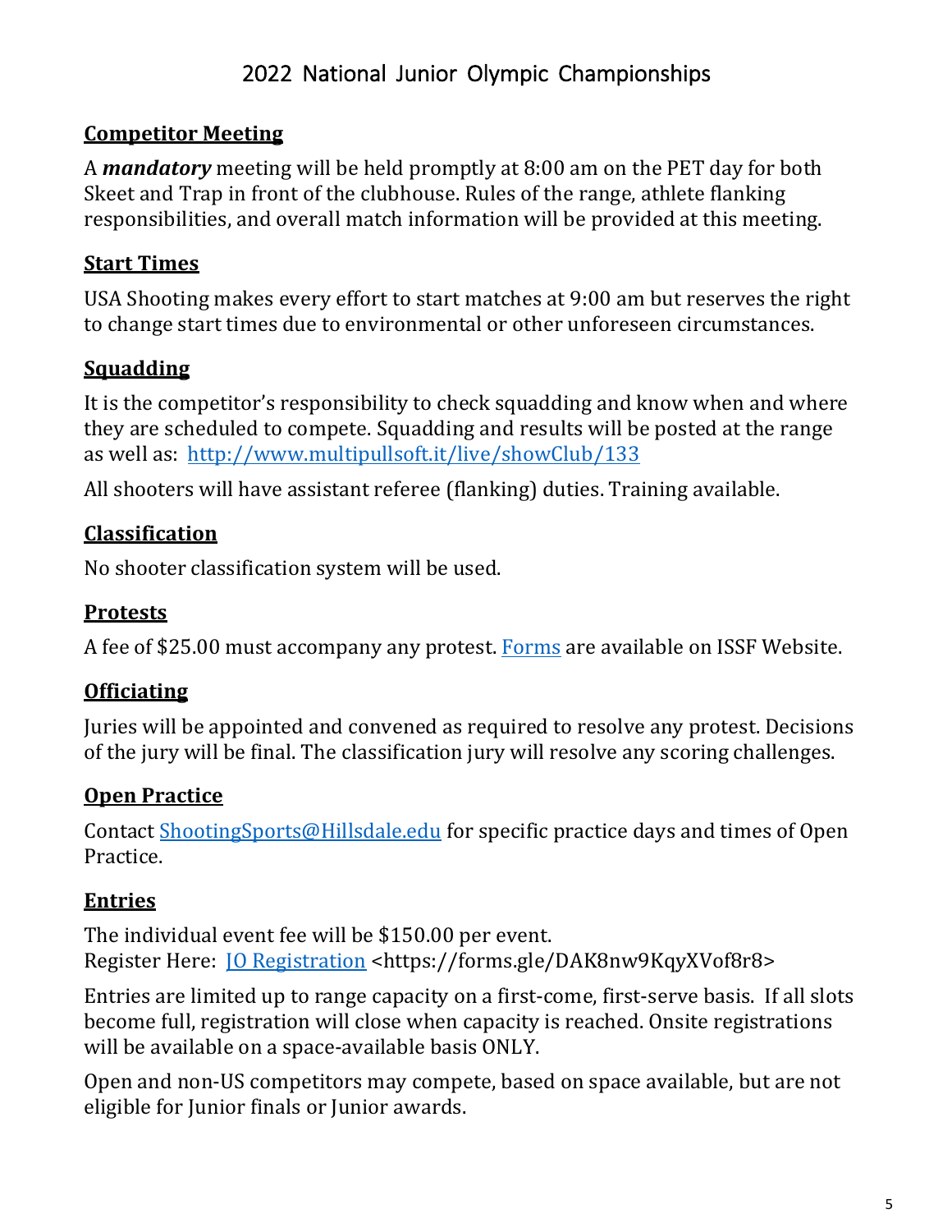# 2022 National Junior Olympic Championships

## Competitor Meeting

A ***mandatory*** meeting will be held promptly at 8:00 am on the PET day for both Skeet and Trap in front of the clubhouse. Rules of the range, athlete flanking responsibilities, and overall match information will be provided at this meeting.

## Start Times

USA Shooting makes every effort to start matches at 9:00 am but reserves the right to change start times due to environmental or other unforeseen circumstances.

## Squadding

It is the competitor's responsibility to check squadding and know when and where they are scheduled to compete. Squadding and results will be posted at the range as well as: http://www.multipullsoft.it/live/showClub/133

All shooters will have assistant referee (flanking) duties. Training available.

## Classification

No shooter classification system will be used.

## Protests

A fee of $25.00 must accompany any protest. Forms are available on ISSF Website.

## Officiating

Juries will be appointed and convened as required to resolve any protest. Decisions of the jury will be final. The classification jury will resolve any scoring challenges.

## Open Practice

Contact ShootingSports@Hillsdale.edu for specific practice days and times of Open Practice.

## Entries

The individual event fee will be $150.00 per event.
Register Here: JO Registration <https://forms.gle/DAK8nw9KqyXVof8r8>

Entries are limited up to range capacity on a first-come, first-serve basis. If all slots become full, registration will close when capacity is reached. Onsite registrations will be available on a space-available basis ONLY.

Open and non-US competitors may compete, based on space available, but are not eligible for Junior finals or Junior awards.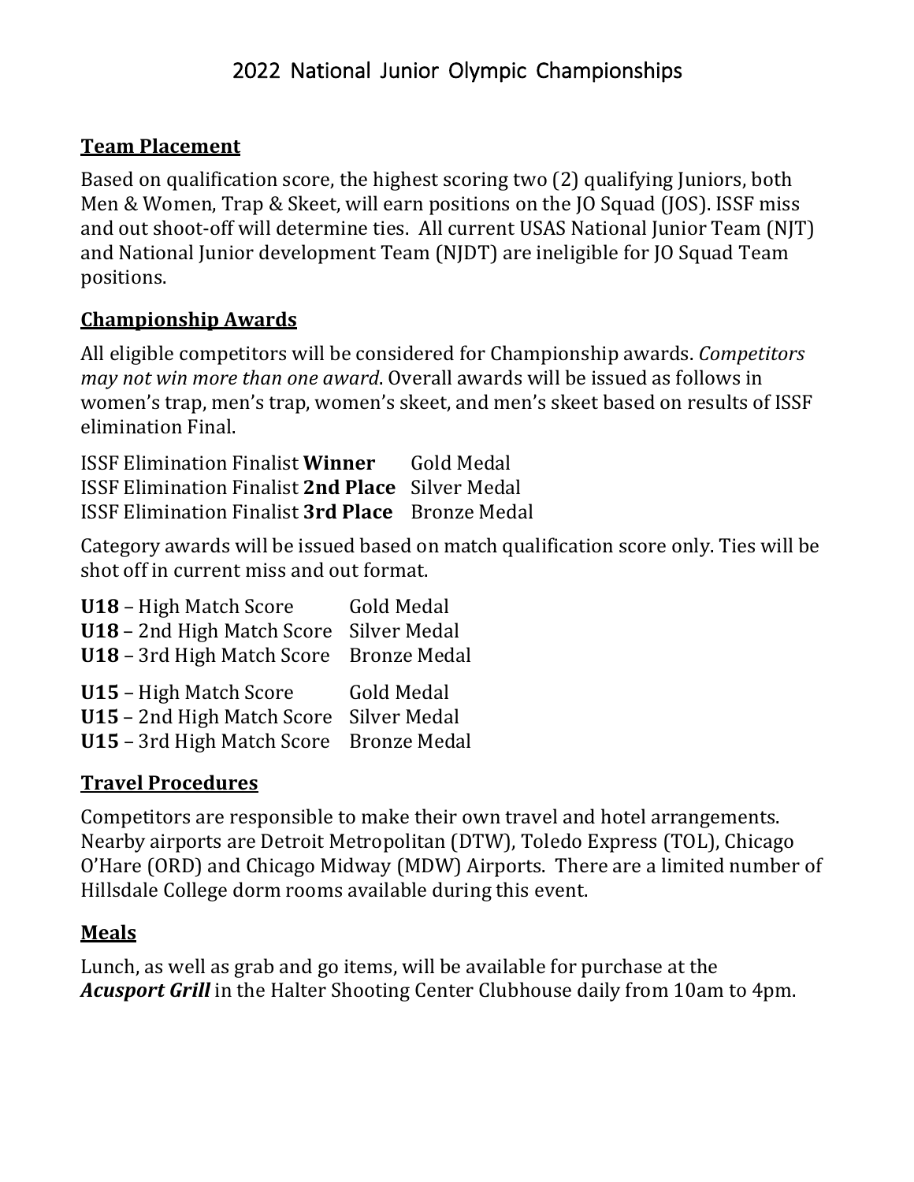# 2022 National Junior Olympic Championships

## Team Placement

Based on qualification score, the highest scoring two (2) qualifying Juniors, both Men & Women, Trap & Skeet, will earn positions on the JO Squad (JOS). ISSF miss and out shoot-off will determine ties. All current USAS National Junior Team (NJT) and National Junior development Team (NJDT) are ineligible for JO Squad Team positions.

## Championship Awards

All eligible competitors will be considered for Championship awards. *Competitors may not win more than one award*. Overall awards will be issued as follows in women's trap, men's trap, women's skeet, and men's skeet based on results of ISSF elimination Final.

ISSF Elimination Finalist **Winner** Gold Medal
ISSF Elimination Finalist **2nd Place** Silver Medal
ISSF Elimination Finalist **3rd Place** Bronze Medal

Category awards will be issued based on match qualification score only. Ties will be shot off in current miss and out format.

**U18** – High Match Score Gold Medal
**U18** – 2nd High Match Score Silver Medal
**U18** – 3rd High Match Score Bronze Medal

**U15** – High Match Score Gold Medal
**U15** – 2nd High Match Score Silver Medal
**U15** – 3rd High Match Score Bronze Medal

## Travel Procedures

Competitors are responsible to make their own travel and hotel arrangements. Nearby airports are Detroit Metropolitan (DTW), Toledo Express (TOL), Chicago O'Hare (ORD) and Chicago Midway (MDW) Airports. There are a limited number of Hillsdale College dorm rooms available during this event.

## Meals

Lunch, as well as grab and go items, will be available for purchase at the ***Acusport Grill*** in the Halter Shooting Center Clubhouse daily from 10am to 4pm.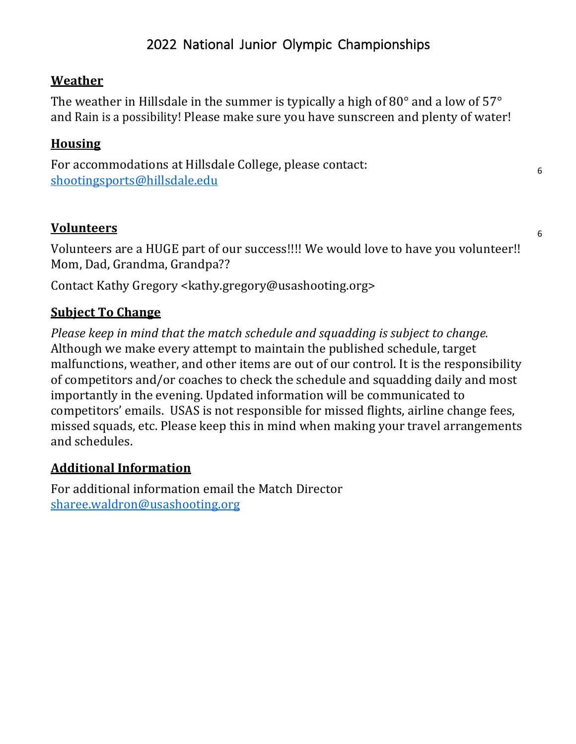## Weather

The weather in Hillsdale in the summer is typically a high of 80° and a low of 57° and Rain is a possibility! Please make sure you have sunscreen and plenty of water!

## Housing

For accommodations at Hillsdale College, please contact:
shootingsports@hillsdale.edu

## Volunteers

Volunteers are a HUGE part of our success!!!! We would love to have you volunteer!! Mom, Dad, Grandma, Grandpa??

Contact Kathy Gregory <kathy.gregory@usashooting.org>

## Subject To Change

*Please keep in mind that the match schedule and squadding is subject to change.* Although we make every attempt to maintain the published schedule, target malfunctions, weather, and other items are out of our control. It is the responsibility of competitors and/or coaches to check the schedule and squadding daily and most importantly in the evening. Updated information will be communicated to competitors' emails. USAS is not responsible for missed flights, airline change fees, missed squads, etc. Please keep this in mind when making your travel arrangements and schedules.

## Additional Information

For additional information email the Match Director
sharee.waldron@usashooting.org